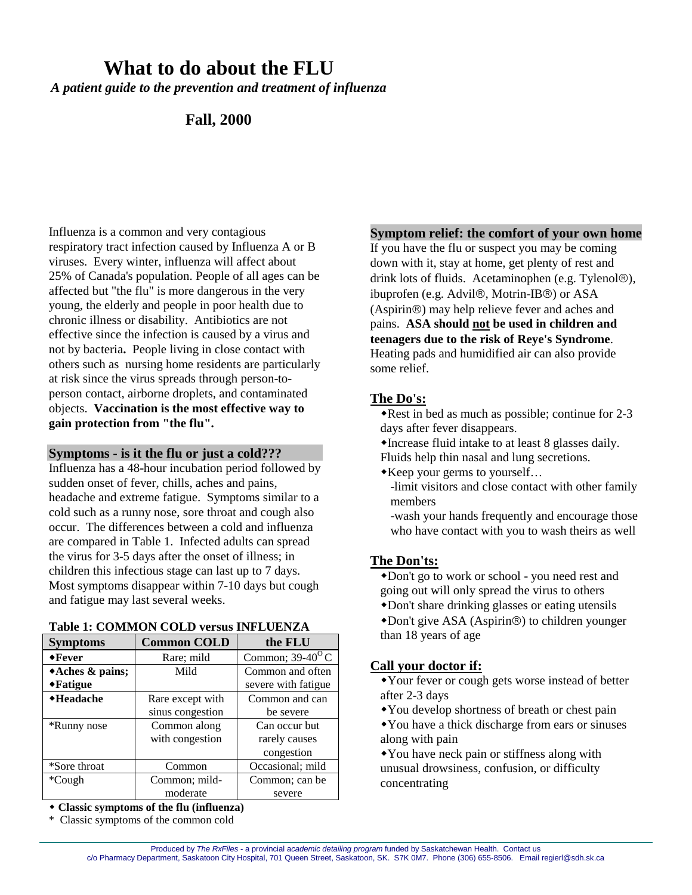# What to do about the FLU

***A patient guide to the prevention and treatment of influenza***

**Fall, 2000**

Influenza is a common and very contagious respiratory tract infection caused by Influenza A or B viruses. Every winter, influenza will affect about 25% of Canada's population. People of all ages can be affected but "the flu" is more dangerous in the very young, the elderly and people in poor health due to chronic illness or disability. Antibiotics are not effective since the infection is caused by a virus and not by bacteria**.** People living in close contact with others such as nursing home residents are particularly at risk since the virus spreads through person-to-person contact, airborne droplets, and contaminated objects. **Vaccination is the most effective way to gain protection from "the flu".**

## Symptoms - is it the flu or just a cold???

Influenza has a 48-hour incubation period followed by sudden onset of fever, chills, aches and pains, headache and extreme fatigue. Symptoms similar to a cold such as a runny nose, sore throat and cough also occur. The differences between a cold and influenza are compared in Table 1. Infected adults can spread the virus for 3-5 days after the onset of illness; in children this infectious stage can last up to 7 days. Most symptoms disappear within 7-10 days but cough and fatigue may last several weeks.

**Table 1: COMMON COLD versus INFLUENZA**

| Symptoms | Common COLD | the FLU |
|---|---|---|
| ◆**Fever** | Rare; mild | Common; 39-40$^{O}$C |
| ◆**Aches & pains;** ◆**Fatigue** | Mild | Common and often severe with fatigue |
| ◆**Headache** | Rare except with sinus congestion | Common and can be severe |
| *Runny nose | Common along with congestion | Can occur but rarely causes congestion |
| *Sore throat | Common | Occasional; mild |
| *Cough | Common; mild-moderate | Common; can be severe |

◆ **Classic symptoms of the flu (influenza)**

\* Classic symptoms of the common cold

## Symptom relief: the comfort of your own home

If you have the flu or suspect you may be coming down with it, stay at home, get plenty of rest and drink lots of fluids. Acetaminophen (e.g. Tylenol®), ibuprofen (e.g. Advil®, Motrin-IB®) or ASA (Aspirin®) may help relieve fever and aches and pains. **ASA should not be used in children and teenagers due to the risk of Reye's Syndrome**. Heating pads and humidified air can also provide some relief.

## The Do's:

- Rest in bed as much as possible; continue for 2-3 days after fever disappears.
- Increase fluid intake to at least 8 glasses daily. Fluids help thin nasal and lung secretions.
- Keep your germs to yourself…
  - -limit visitors and close contact with other family members
  - -wash your hands frequently and encourage those who have contact with you to wash theirs as well

## The Don'ts:

- Don't go to work or school - you need rest and going out will only spread the virus to others
- Don't share drinking glasses or eating utensils
- Don't give ASA (Aspirin®) to children younger than 18 years of age

## Call your doctor if:

- Your fever or cough gets worse instead of better after 2-3 days
- You develop shortness of breath or chest pain
- You have a thick discharge from ears or sinuses along with pain
- You have neck pain or stiffness along with unusual drowsiness, confusion, or difficulty concentrating

Produced by *The RxFiles* - a provincial *academic detailing program* funded by Saskatchewan Health. Contact us c/o Pharmacy Department, Saskatoon City Hospital, 701 Queen Street, Saskatoon, SK. S7K 0M7. Phone (306) 655-8506. Email regierl@sdh.sk.ca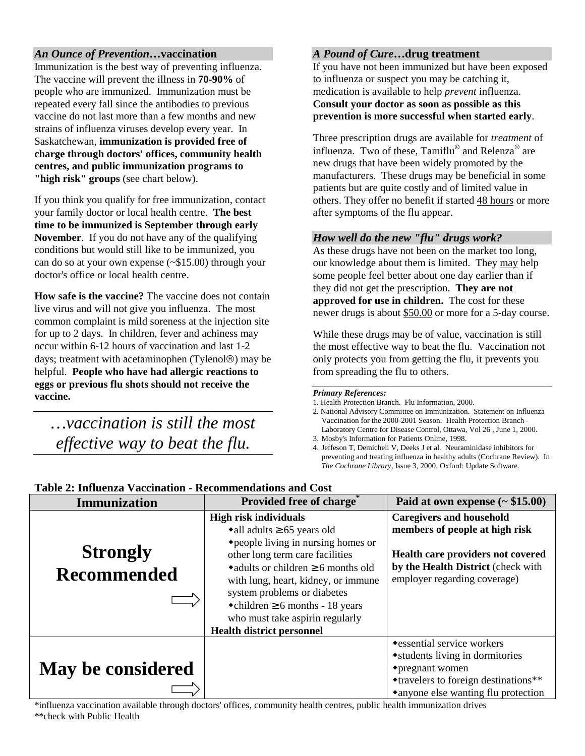### *An Ounce of Prevention*…vaccination

Immunization is the best way of preventing influenza. The vaccine will prevent the illness in **70-90%** of people who are immunized. Immunization must be repeated every fall since the antibodies to previous vaccine do not last more than a few months and new strains of influenza viruses develop every year. In Saskatchewan, **immunization is provided free of charge through doctors' offices, community health centres, and public immunization programs to "high risk" groups** (see chart below).

If you think you qualify for free immunization, contact your family doctor or local health centre. **The best time to be immunized is September through early November**. If you do not have any of the qualifying conditions but would still like to be immunized, you can do so at your own expense (~$15.00) through your doctor's office or local health centre.

**How safe is the vaccine?** The vaccine does not contain live virus and will not give you influenza. The most common complaint is mild soreness at the injection site for up to 2 days. In children, fever and achiness may occur within 6-12 hours of vaccination and last 1-2 days; treatment with acetaminophen (Tylenol®) may be helpful. **People who have had allergic reactions to eggs or previous flu shots should not receive the vaccine.**

*…vaccination is still the most effective way to beat the flu.*

### *A Pound of Cure*…drug treatment

If you have not been immunized but have been exposed to influenza or suspect you may be catching it, medication is available to help *prevent* influenza. **Consult your doctor as soon as possible as this prevention is more successful when started early**.

Three prescription drugs are available for *treatment* of influenza. Two of these, Tamiflu® and Relenza® are new drugs that have been widely promoted by the manufacturers. These drugs may be beneficial in some patients but are quite costly and of limited value in others. They offer no benefit if started 48 hours or more after symptoms of the flu appear.

### *How well do the new "flu" drugs work?*

As these drugs have not been on the market too long, our knowledge about them is limited. They may help some people feel better about one day earlier than if they did not get the prescription. **They are not approved for use in children.** The cost for these newer drugs is about $50.00 or more for a 5-day course.

While these drugs may be of value, vaccination is still the most effective way to beat the flu. Vaccination not only protects you from getting the flu, it prevents you from spreading the flu to others.

***Primary References:***

1. Health Protection Branch. Flu Information, 2000.
2. National Advisory Committee on Immunization. Statement on Influenza Vaccination for the 2000-2001 Season. Health Protection Branch - Laboratory Centre for Disease Control, Ottawa, Vol 26 , June 1, 2000.
3. Mosby's Information for Patients Online, 1998.
4. Jeffeson T, Demicheli V, Deeks J et al. Neuraminidase inhibitors for preventing and treating influenza in healthy adults (Cochrane Review). In *The Cochrane Library*, Issue 3, 2000. Oxford: Update Software.

**Table 2: Influenza Vaccination - Recommendations and Cost**

| Immunization | Provided free of charge* | Paid at own expense (~ $15.00) |
|---|---|---|
| **Strongly Recommended** ⟹ | **High risk individuals**<br>• all adults ≥ 65 years old<br>• people living in nursing homes or other long term care facilities<br>• adults or children ≥ 6 months old with lung, heart, kidney, or immune system problems or diabetes<br>• children ≥ 6 months - 18 years who must take aspirin regularly<br>**Health district personnel** | **Caregivers and household members of people at high risk**<br><br>**Health care providers not covered by the Health District** (check with employer regarding coverage) |
| **May be considered** ⟹ | | • essential service workers<br>• students living in dormitories<br>• pregnant women<br>• travelers to foreign destinations**<br>• anyone else wanting flu protection |

*influenza vaccination available through doctors' offices, community health centres, public health immunization drives
**check with Public Health